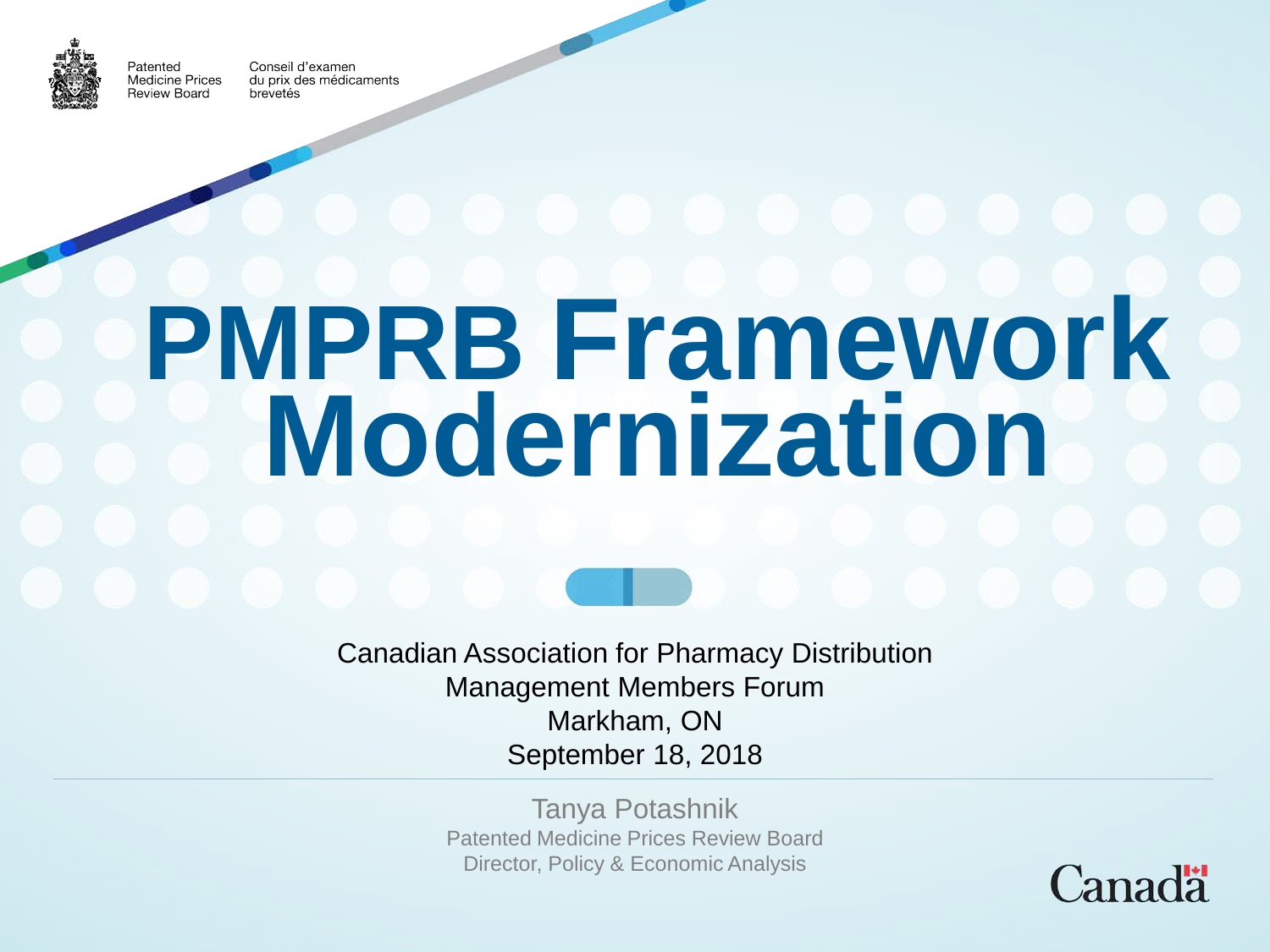Patented Medicine Prices Review Board

Conseil d'examen du prix des médicaments brevetés

# PMPRB Framework Modernization

Canadian Association for Pharmacy Distribution Management Members Forum
Markham, ON
September 18, 2018

Tanya Potashnik
Patented Medicine Prices Review Board
Director, Policy & Economic Analysis

Canada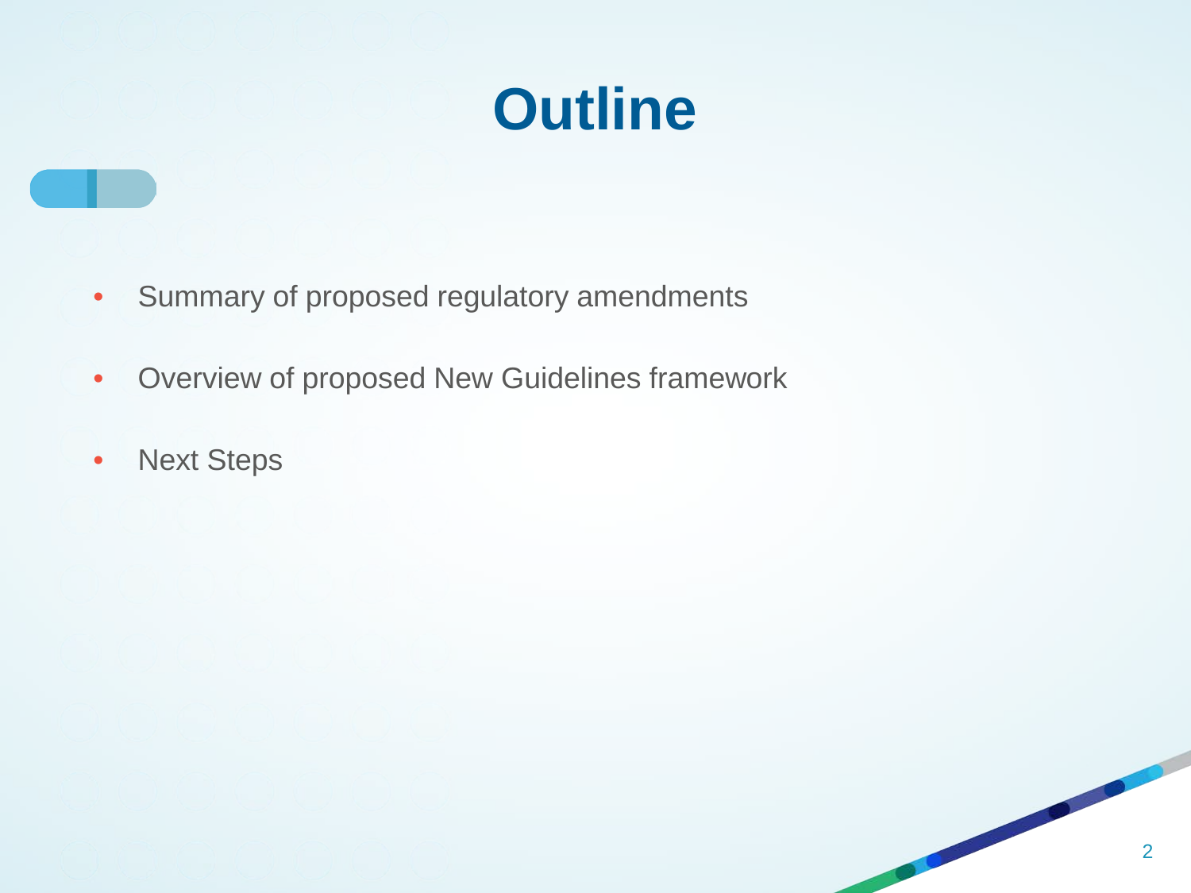# Outline

- Summary of proposed regulatory amendments
- Overview of proposed New Guidelines framework
- Next Steps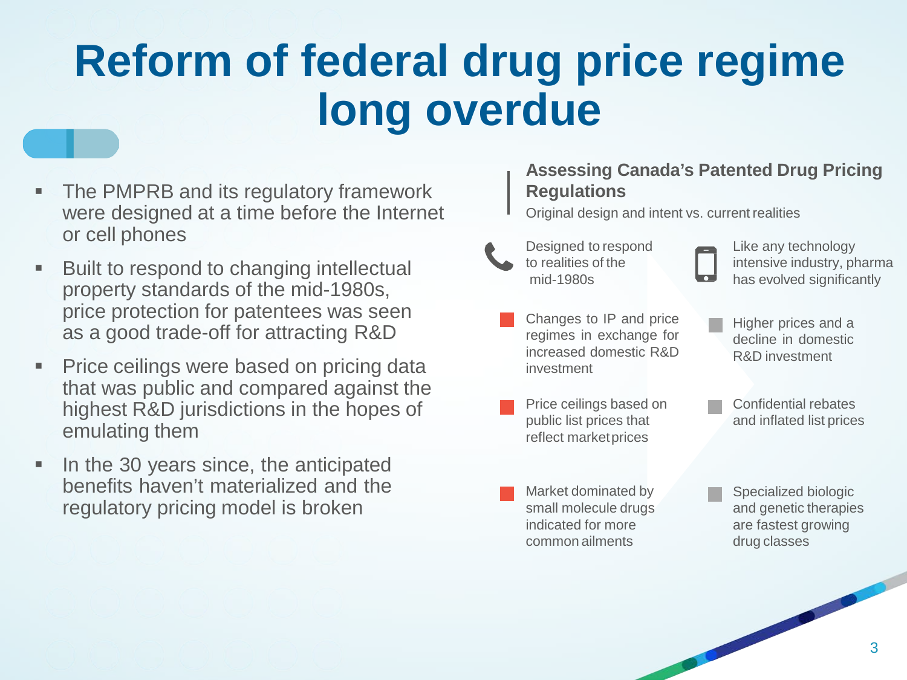# Reform of federal drug price regime long overdue

- The PMPRB and its regulatory framework were designed at a time before the Internet or cell phones
- Built to respond to changing intellectual property standards of the mid-1980s, price protection for patentees was seen as a good trade-off for attracting R&D
- Price ceilings were based on pricing data that was public and compared against the highest R&D jurisdictions in the hopes of emulating them
- In the 30 years since, the anticipated benefits haven't materialized and the regulatory pricing model is broken

## Assessing Canada's Patented Drug Pricing Regulations

Original design and intent vs. current realities

| Original design and intent | Current realities |
| --- | --- |
| Designed to respond to realities of the mid-1980s | Like any technology intensive industry, pharma has evolved significantly |
| Changes to IP and price regimes in exchange for increased domestic R&D investment | Higher prices and a decline in domestic R&D investment |
| Price ceilings based on public list prices that reflect market prices | Confidential rebates and inflated list prices |
| Market dominated by small molecule drugs indicated for more common ailments | Specialized biologic and genetic therapies are fastest growing drug classes |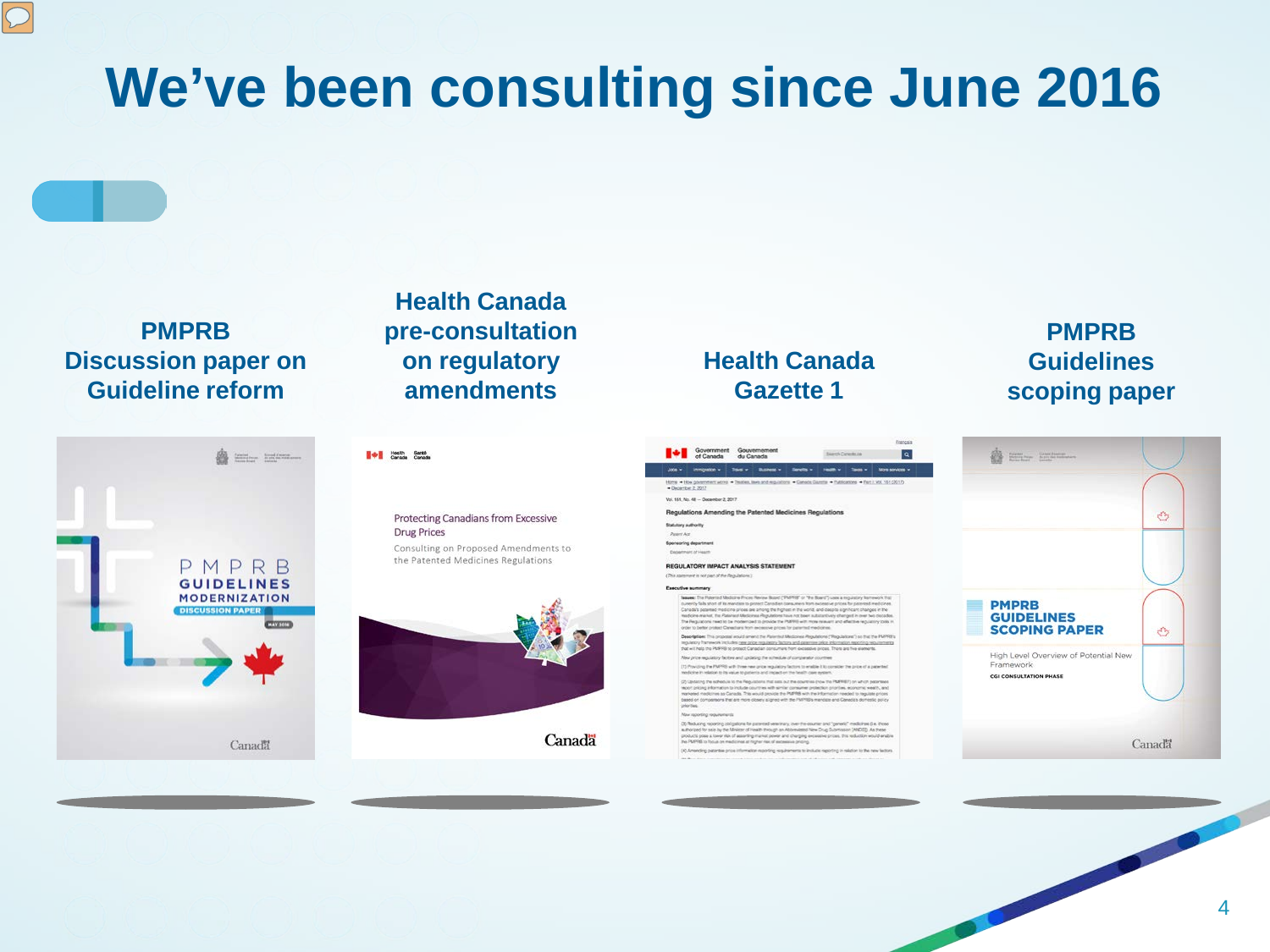# We've been consulting since June 2016

**PMPRB Discussion paper on Guideline reform**

**Health Canada pre-consultation on regulatory amendments**

**Health Canada Gazette 1**

**PMPRB Guidelines scoping paper**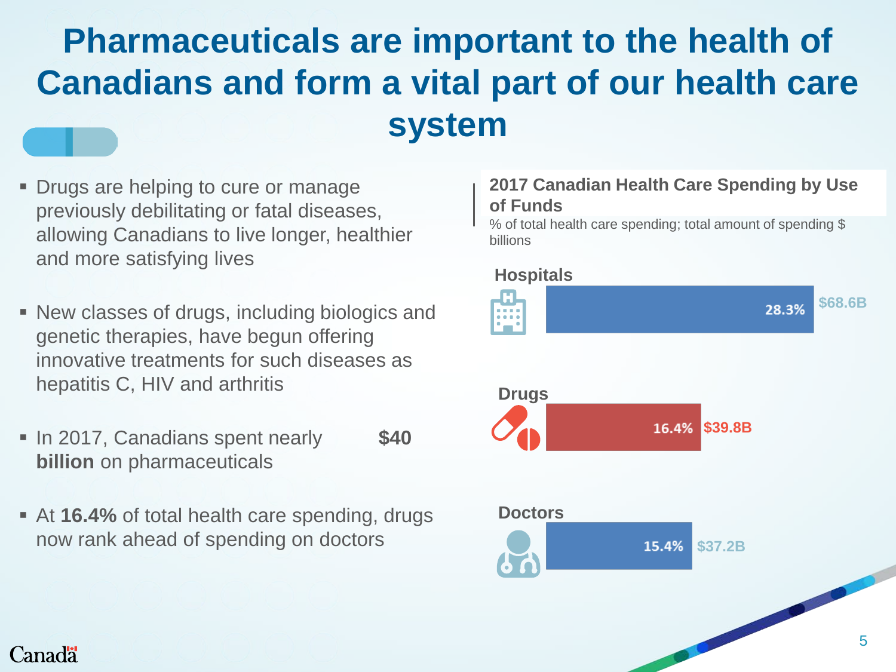# Pharmaceuticals are important to the health of Canadians and form a vital part of our health care system

- Drugs are helping to cure or manage previously debilitating or fatal diseases, allowing Canadians to live longer, healthier and more satisfying lives
- New classes of drugs, including biologics and genetic therapies, have begun offering innovative treatments for such diseases as hepatitis C, HIV and arthritis
- In 2017, Canadians spent nearly **$40 billion** on pharmaceuticals
- At **16.4%** of total health care spending, drugs now rank ahead of spending on doctors

**2017 Canadian Health Care Spending by Use of Funds**

% of total health care spending; total amount of spending $ billions

| Use of Funds | % of total | Spending |
|---|---|---|
| Hospitals | 28.3% | $68.6B |
| Drugs | 16.4% | $39.8B |
| Doctors | 15.4% | $37.2B |

Canada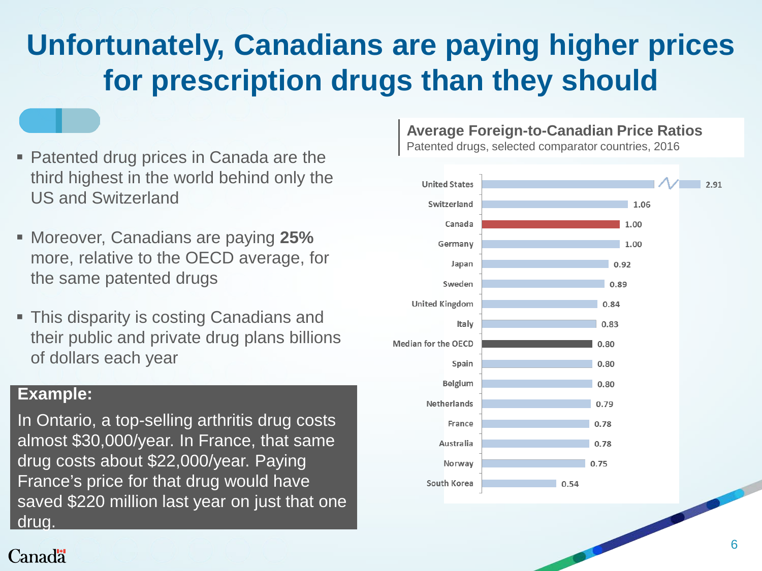# Unfortunately, Canadians are paying higher prices for prescription drugs than they should

- Patented drug prices in Canada are the third highest in the world behind only the US and Switzerland
- Moreover, Canadians are paying **25%** more, relative to the OECD average, for the same patented drugs
- This disparity is costing Canadians and their public and private drug plans billions of dollars each year

**Example:**

In Ontario, a top-selling arthritis drug costs almost $30,000/year. In France, that same drug costs about $22,000/year. Paying France's price for that drug would have saved $220 million last year on just that one drug.

**Average Foreign-to-Canadian Price Ratios**

Patented drugs, selected comparator countries, 2016

| Country | Ratio |
|---|---|
| United States | 2.91 |
| Switzerland | 1.06 |
| Canada | 1.00 |
| Germany | 1.00 |
| Japan | 0.92 |
| Sweden | 0.89 |
| United Kingdom | 0.84 |
| Italy | 0.83 |
| Median for the OECD | 0.80 |
| Spain | 0.80 |
| Belgium | 0.80 |
| Netherlands | 0.79 |
| France | 0.78 |
| Australia | 0.78 |
| Norway | 0.75 |
| South Korea | 0.54 |

Canada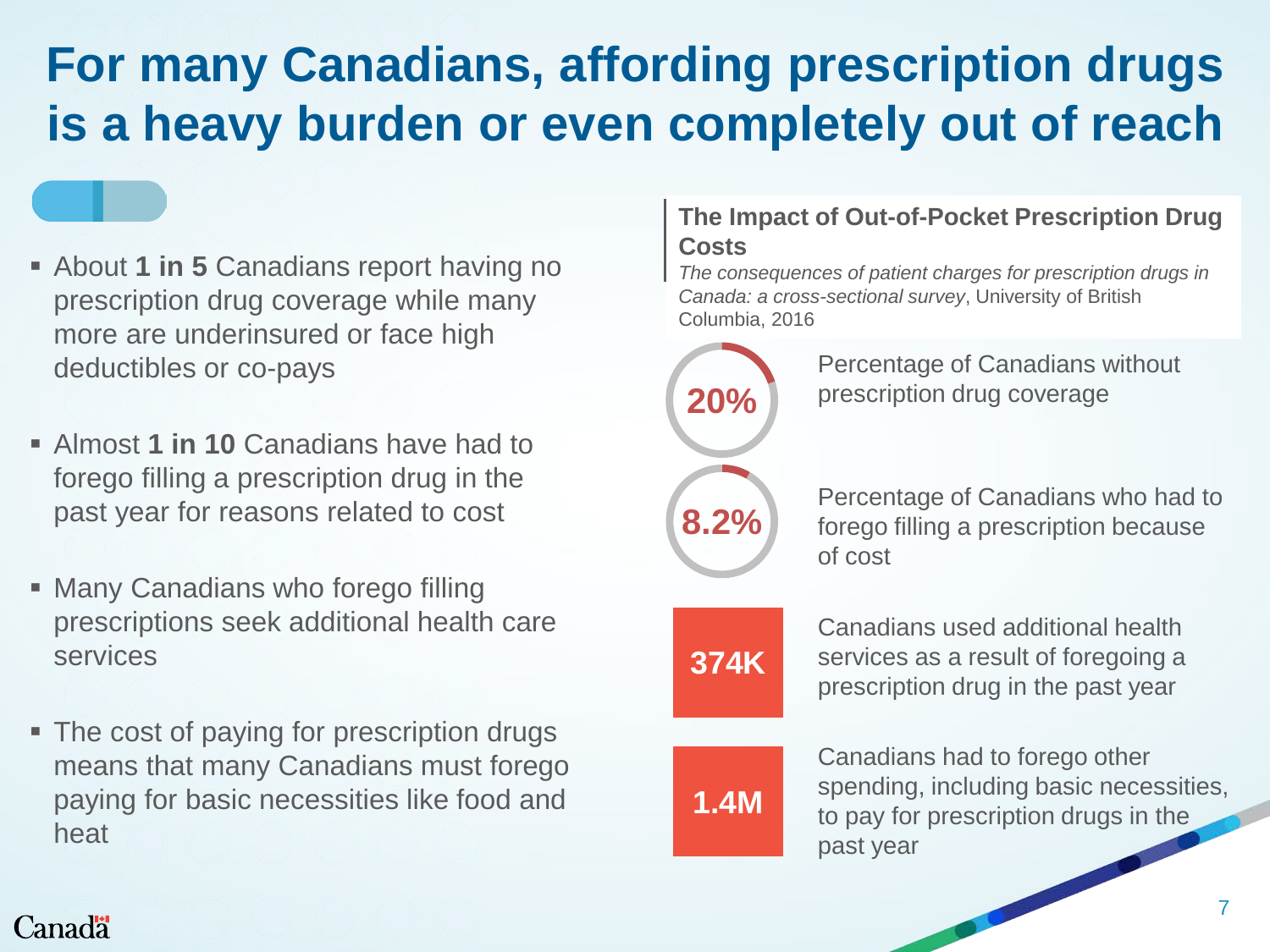# For many Canadians, affording prescription drugs is a heavy burden or even completely out of reach

- About **1 in 5** Canadians report having no prescription drug coverage while many more are underinsured or face high deductibles or co-pays
- Almost **1 in 10** Canadians have had to forego filling a prescription drug in the past year for reasons related to cost
- Many Canadians who forego filling prescriptions seek additional health care services
- The cost of paying for prescription drugs means that many Canadians must forego paying for basic necessities like food and heat

**The Impact of Out-of-Pocket Prescription Drug Costs**

*The consequences of patient charges for prescription drugs in Canada: a cross-sectional survey*, University of British Columbia, 2016

**20%** Percentage of Canadians without prescription drug coverage

**8.2%** Percentage of Canadians who had to forego filling a prescription because of cost

**374K** Canadians used additional health services as a result of foregoing a prescription drug in the past year

**1.4M** Canadians had to forego other spending, including basic necessities, to pay for prescription drugs in the past year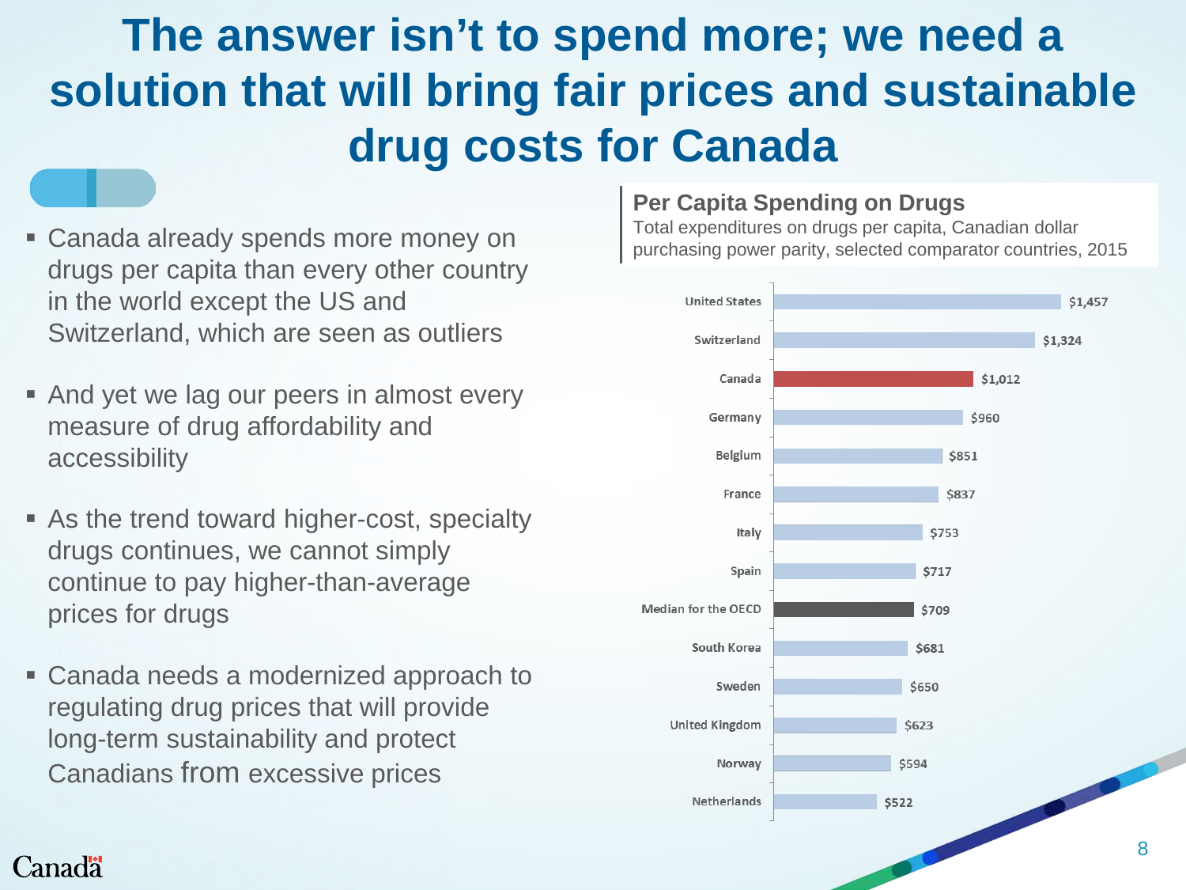# The answer isn't to spend more; we need a solution that will bring fair prices and sustainable drug costs for Canada

- Canada already spends more money on drugs per capita than every other country in the world except the US and Switzerland, which are seen as outliers
- And yet we lag our peers in almost every measure of drug affordability and accessibility
- As the trend toward higher-cost, specialty drugs continues, we cannot simply continue to pay higher-than-average prices for drugs
- Canada needs a modernized approach to regulating drug prices that will provide long-term sustainability and protect Canadians from excessive prices

## Per Capita Spending on Drugs

Total expenditures on drugs per capita, Canadian dollar purchasing power parity, selected comparator countries, 2015

| Country | Spending |
|---|---|
| United States | $1,457 |
| Switzerland | $1,324 |
| Canada | $1,012 |
| Germany | $960 |
| Belgium | $851 |
| France | $837 |
| Italy | $753 |
| Spain | $717 |
| Median for the OECD | $709 |
| South Korea | $681 |
| Sweden | $650 |
| United Kingdom | $623 |
| Norway | $594 |
| Netherlands | $522 |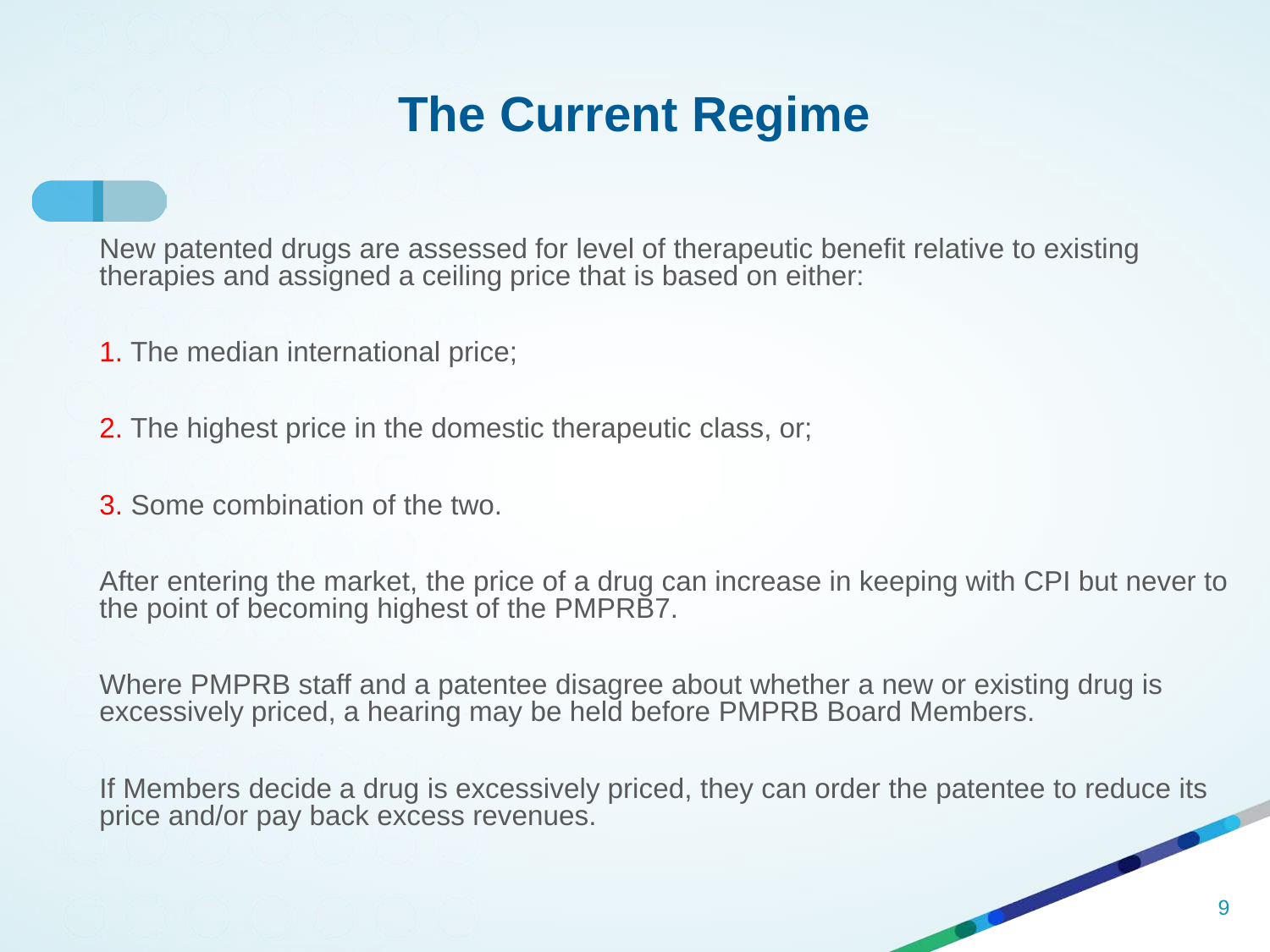# The Current Regime

New patented drugs are assessed for level of therapeutic benefit relative to existing therapies and assigned a ceiling price that is based on either:

1. The median international price;
2. The highest price in the domestic therapeutic class, or;
3. Some combination of the two.

After entering the market, the price of a drug can increase in keeping with CPI but never to the point of becoming highest of the PMPRB7.

Where PMPRB staff and a patentee disagree about whether a new or existing drug is excessively priced, a hearing may be held before PMPRB Board Members.

If Members decide a drug is excessively priced, they can order the patentee to reduce its price and/or pay back excess revenues.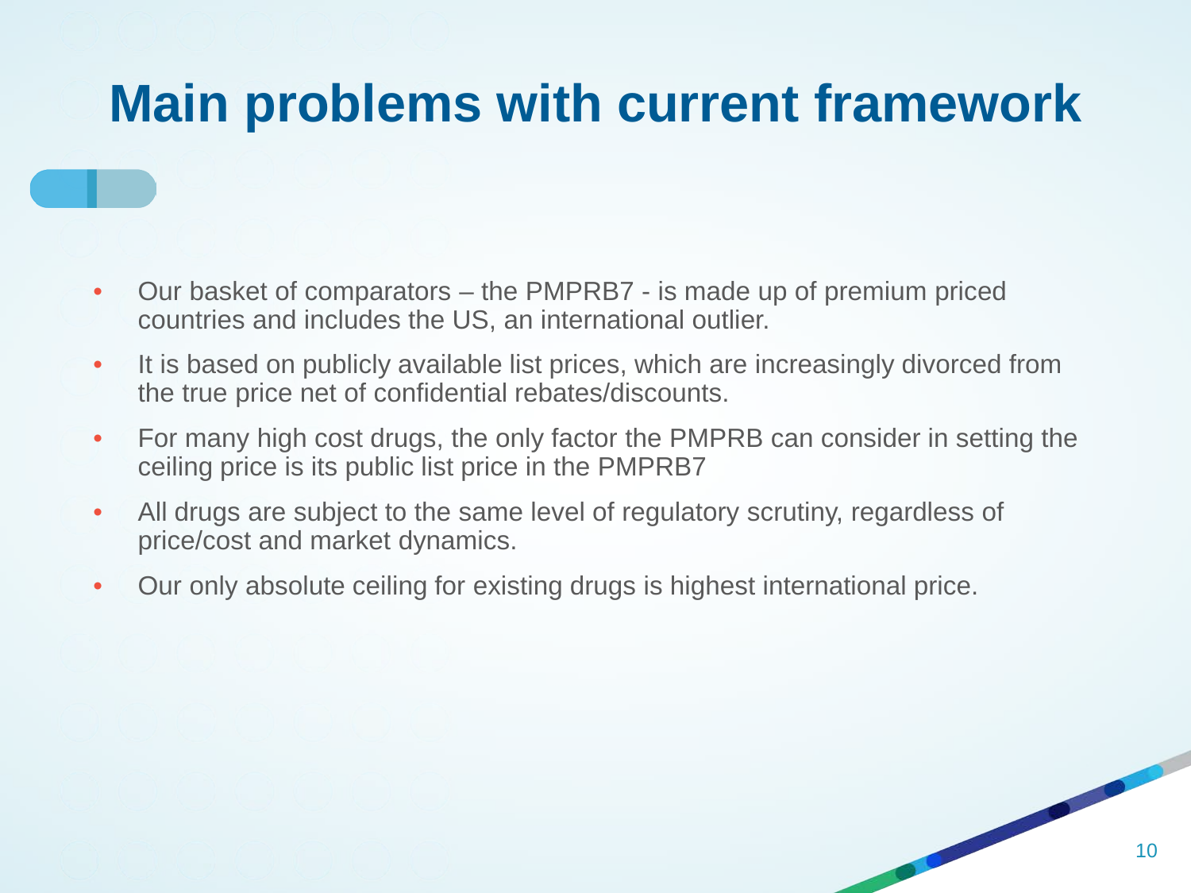# Main problems with current framework

- Our basket of comparators – the PMPRB7 - is made up of premium priced countries and includes the US, an international outlier.
- It is based on publicly available list prices, which are increasingly divorced from the true price net of confidential rebates/discounts.
- For many high cost drugs, the only factor the PMPRB can consider in setting the ceiling price is its public list price in the PMPRB7
- All drugs are subject to the same level of regulatory scrutiny, regardless of price/cost and market dynamics.
- Our only absolute ceiling for existing drugs is highest international price.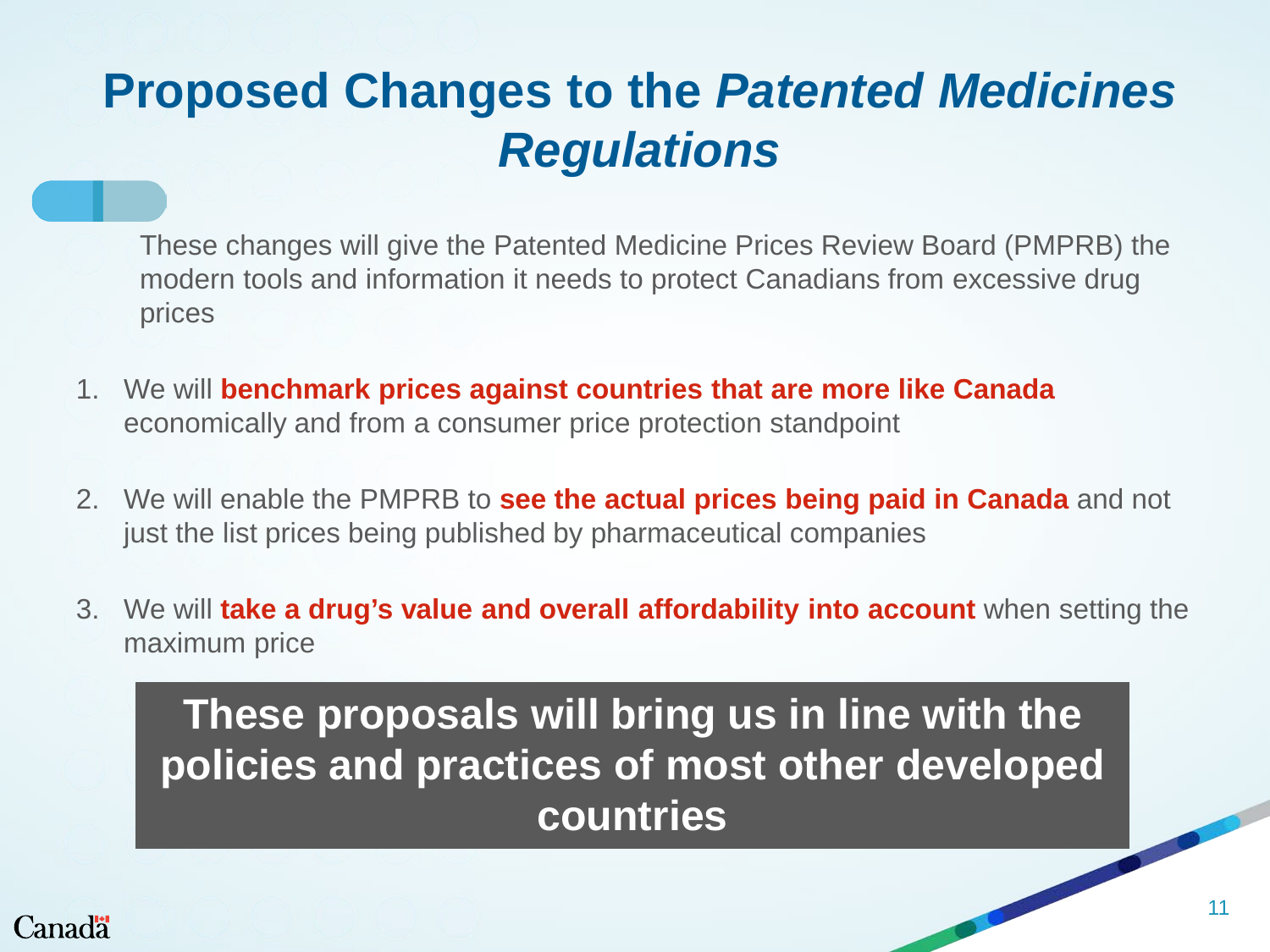# Proposed Changes to the *Patented Medicines Regulations*

These changes will give the Patented Medicine Prices Review Board (PMPRB) the modern tools and information it needs to protect Canadians from excessive drug prices

1. We will **benchmark prices against countries that are more like Canada** economically and from a consumer price protection standpoint

2. We will enable the PMPRB to **see the actual prices being paid in Canada** and not just the list prices being published by pharmaceutical companies

3. We will **take a drug's value and overall affordability into account** when setting the maximum price

**These proposals will bring us in line with the policies and practices of most other developed countries**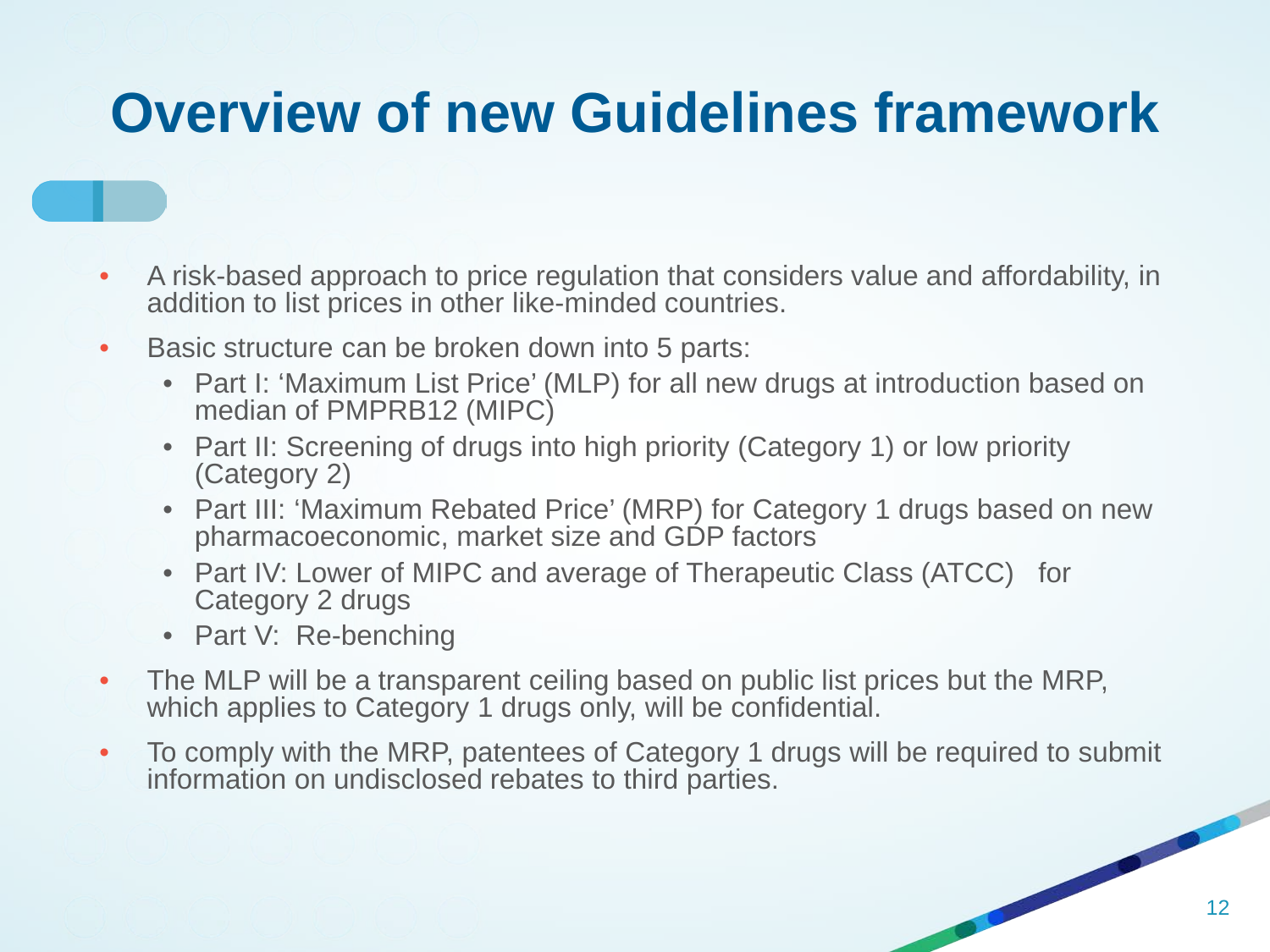# Overview of new Guidelines framework

- A risk-based approach to price regulation that considers value and affordability, in addition to list prices in other like-minded countries.
- Basic structure can be broken down into 5 parts:
  - Part I: 'Maximum List Price' (MLP) for all new drugs at introduction based on median of PMPRB12 (MIPC)
  - Part II: Screening of drugs into high priority (Category 1) or low priority (Category 2)
  - Part III: 'Maximum Rebated Price' (MRP) for Category 1 drugs based on new pharmacoeconomic, market size and GDP factors
  - Part IV: Lower of MIPC and average of Therapeutic Class (ATCC) for Category 2 drugs
  - Part V: Re-benching
- The MLP will be a transparent ceiling based on public list prices but the MRP, which applies to Category 1 drugs only, will be confidential.
- To comply with the MRP, patentees of Category 1 drugs will be required to submit information on undisclosed rebates to third parties.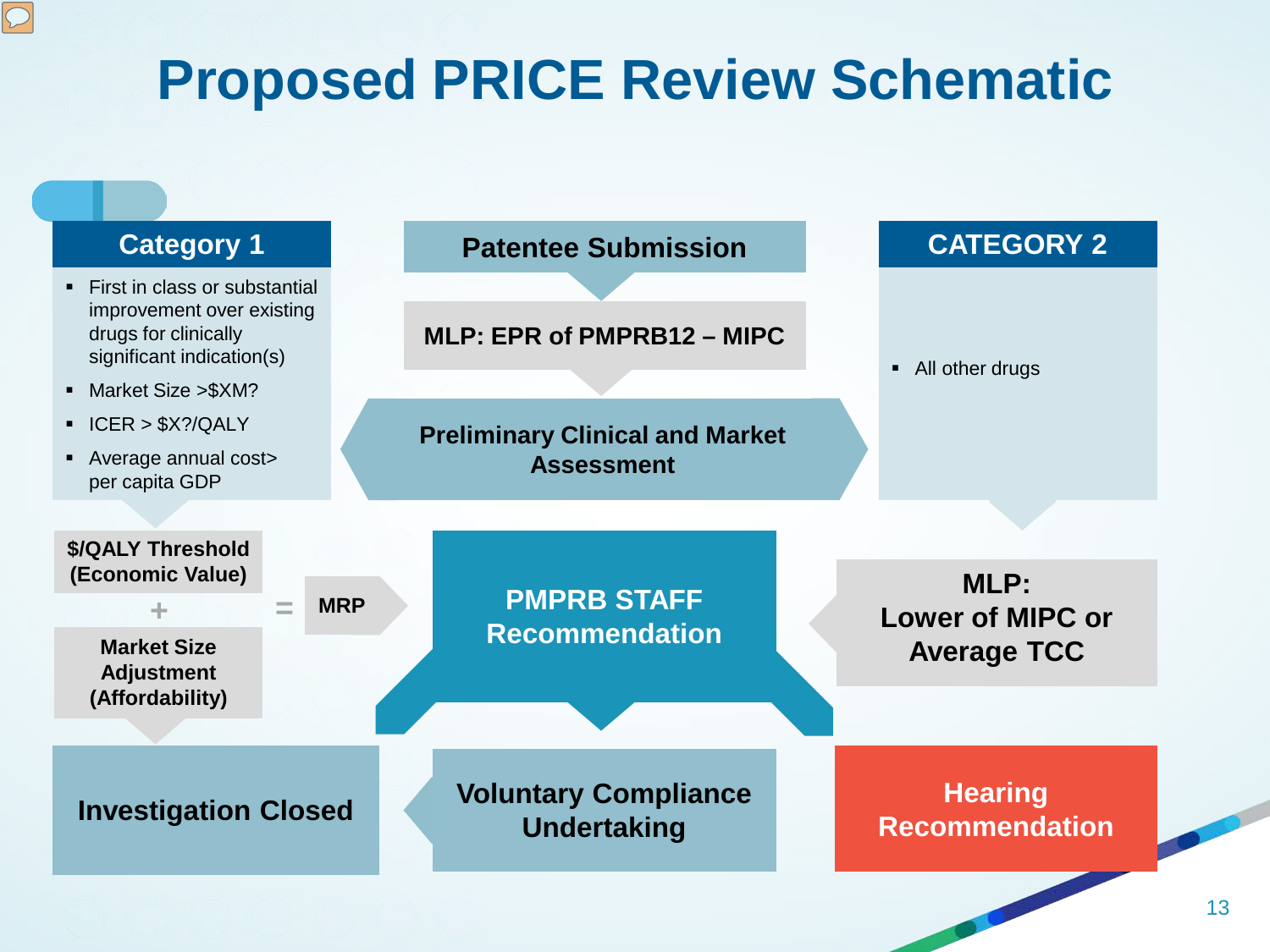# Proposed PRICE Review Schematic

## Category 1

- First in class or substantial improvement over existing drugs for clinically significant indication(s)
- Market Size >$XM?
- ICER > $X?/QALY
- Average annual cost> per capita GDP

**$/QALY Threshold (Economic Value)**

+

**Market Size Adjustment (Affordability)**

= **MRP**

## Patentee Submission

**MLP: EPR of PMPRB12 – MIPC**

**Preliminary Clinical and Market Assessment**

## CATEGORY 2

- All other drugs

**MLP: Lower of MIPC or Average TCC**

**PMPRB STAFF Recommendation**

**Investigation Closed**

**Voluntary Compliance Undertaking**

**Hearing Recommendation**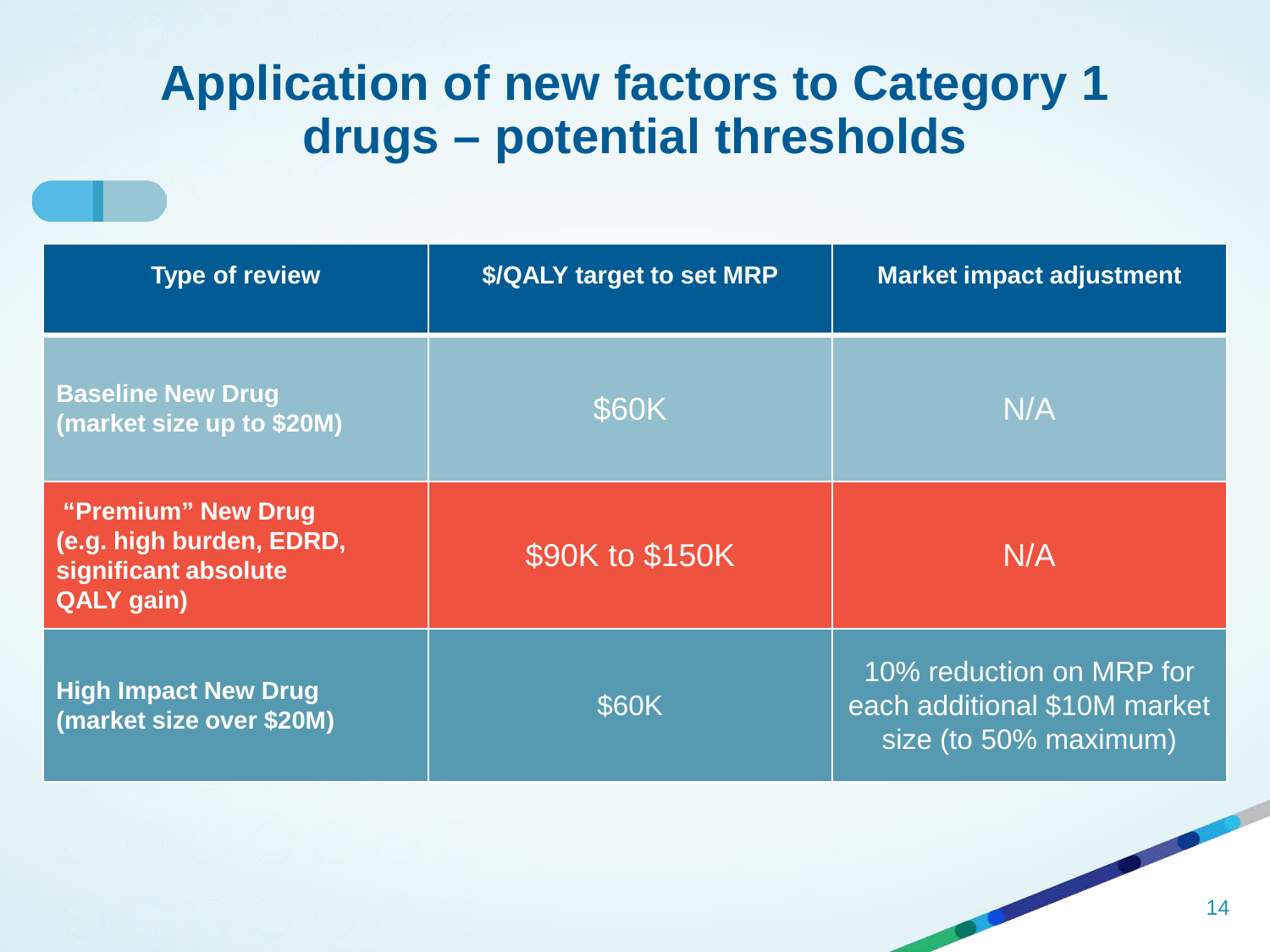# Application of new factors to Category 1 drugs – potential thresholds

| Type of review | $/QALY target to set MRP | Market impact adjustment |
|---|---|---|
| **Baseline New Drug (market size up to $20M)** | $60K | N/A |
| **"Premium" New Drug (e.g. high burden, EDRD, significant absolute QALY gain)** | $90K to $150K | N/A |
| **High Impact New Drug (market size over $20M)** | $60K | 10% reduction on MRP for each additional $10M market size (to 50% maximum) |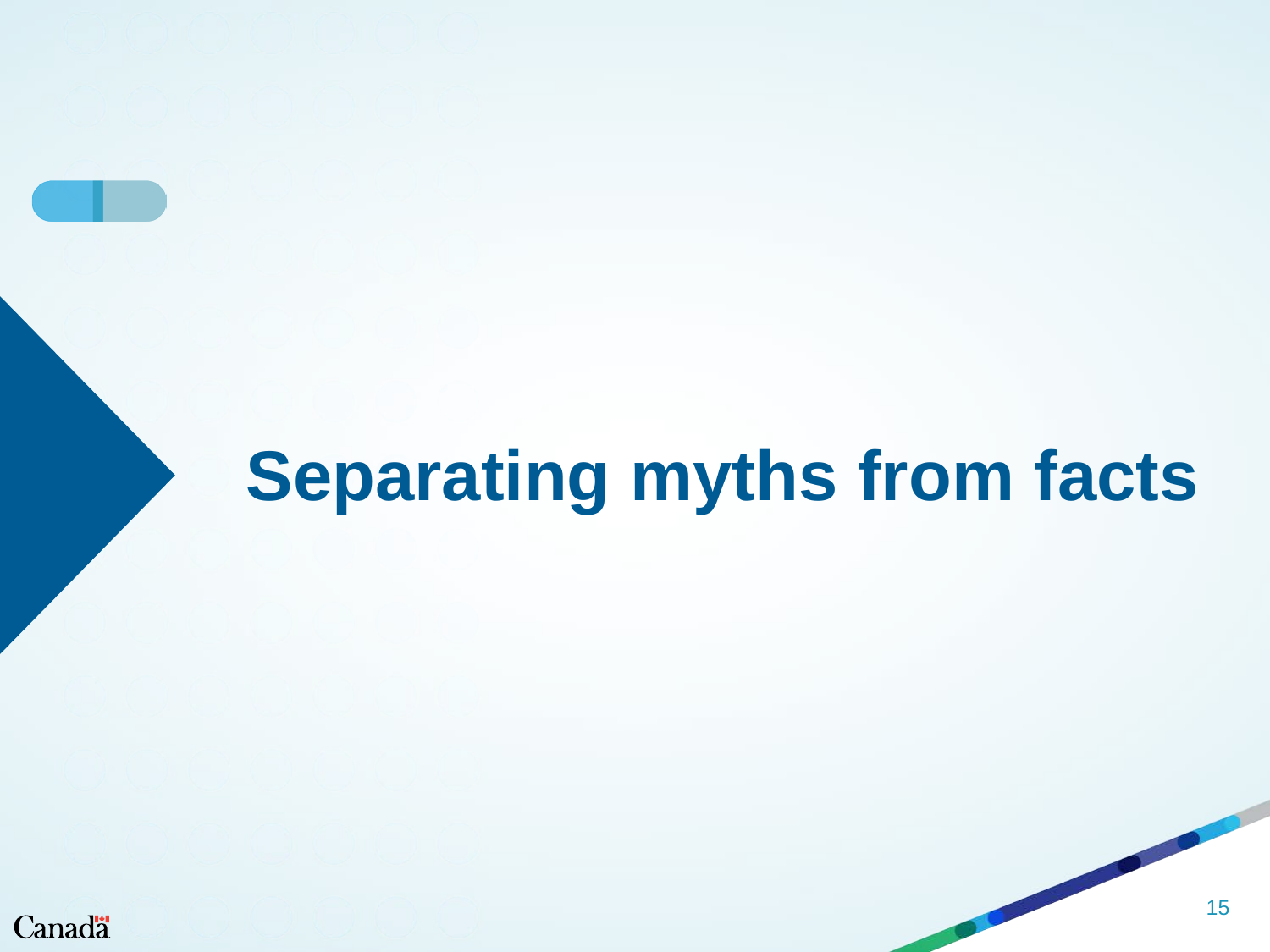# Separating myths from facts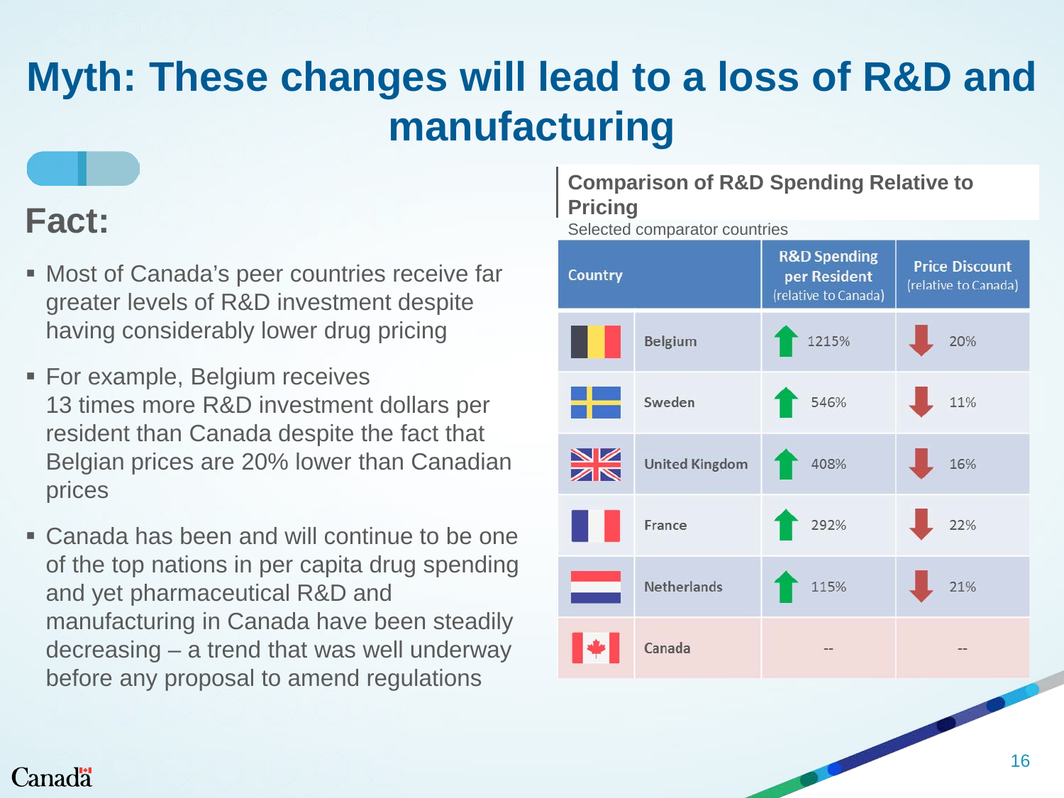# Myth: These changes will lead to a loss of R&D and manufacturing

## Fact:

- Most of Canada's peer countries receive far greater levels of R&D investment despite having considerably lower drug pricing
- For example, Belgium receives 13 times more R&D investment dollars per resident than Canada despite the fact that Belgian prices are 20% lower than Canadian prices
- Canada has been and will continue to be one of the top nations in per capita drug spending and yet pharmaceutical R&D and manufacturing in Canada have been steadily decreasing – a trend that was well underway before any proposal to amend regulations

### Comparison of R&D Spending Relative to Pricing

Selected comparator countries

| Country | R&D Spending per Resident (relative to Canada) | Price Discount (relative to Canada) |
|---|---|---|
| Belgium | ↑ 1215% | ↓ 20% |
| Sweden | ↑ 546% | ↓ 11% |
| United Kingdom | ↑ 408% | ↓ 16% |
| France | ↑ 292% | ↓ 22% |
| Netherlands | ↑ 115% | ↓ 21% |
| Canada | -- | -- |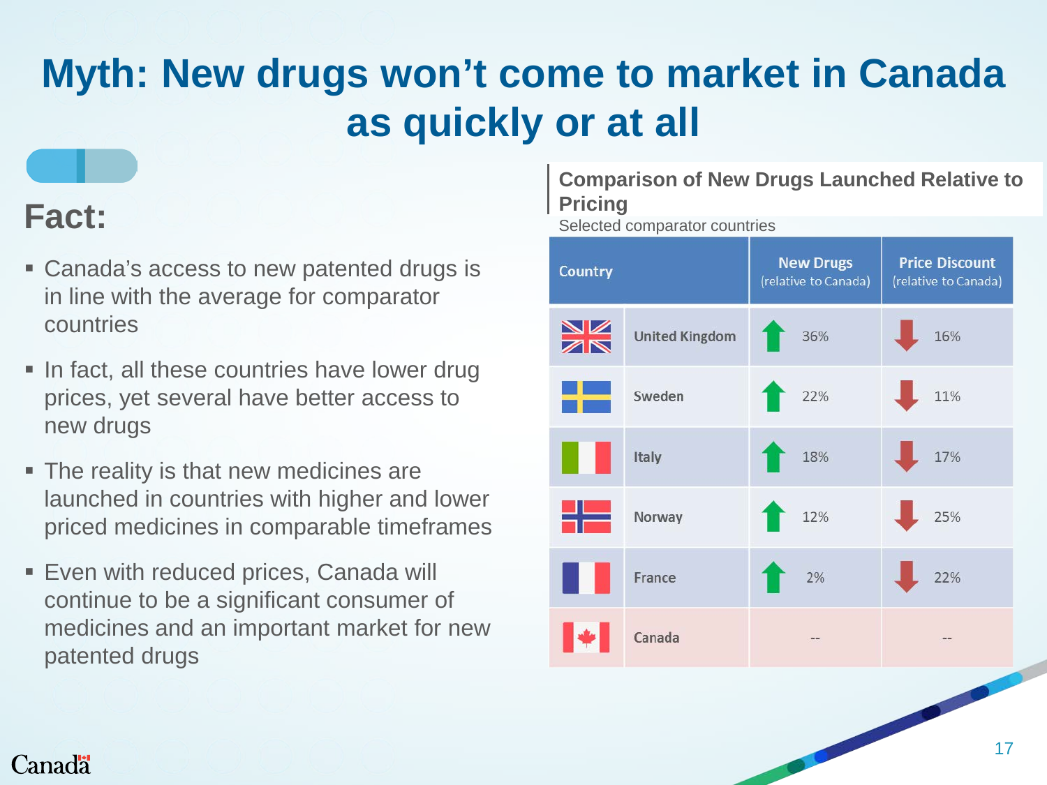# Myth: New drugs won't come to market in Canada as quickly or at all

## Fact:

- Canada's access to new patented drugs is in line with the average for comparator countries
- In fact, all these countries have lower drug prices, yet several have better access to new drugs
- The reality is that new medicines are launched in countries with higher and lower priced medicines in comparable timeframes
- Even with reduced prices, Canada will continue to be a significant consumer of medicines and an important market for new patented drugs

### Comparison of New Drugs Launched Relative to Pricing

Selected comparator countries

| Country | New Drugs (relative to Canada) | Price Discount (relative to Canada) |
|---|---|---|
| United Kingdom | ↑ 36% | ↓ 16% |
| Sweden | ↑ 22% | ↓ 11% |
| Italy | ↑ 18% | ↓ 17% |
| Norway | ↑ 12% | ↓ 25% |
| France | ↑ 2% | ↓ 22% |
| Canada | -- | -- |

Canada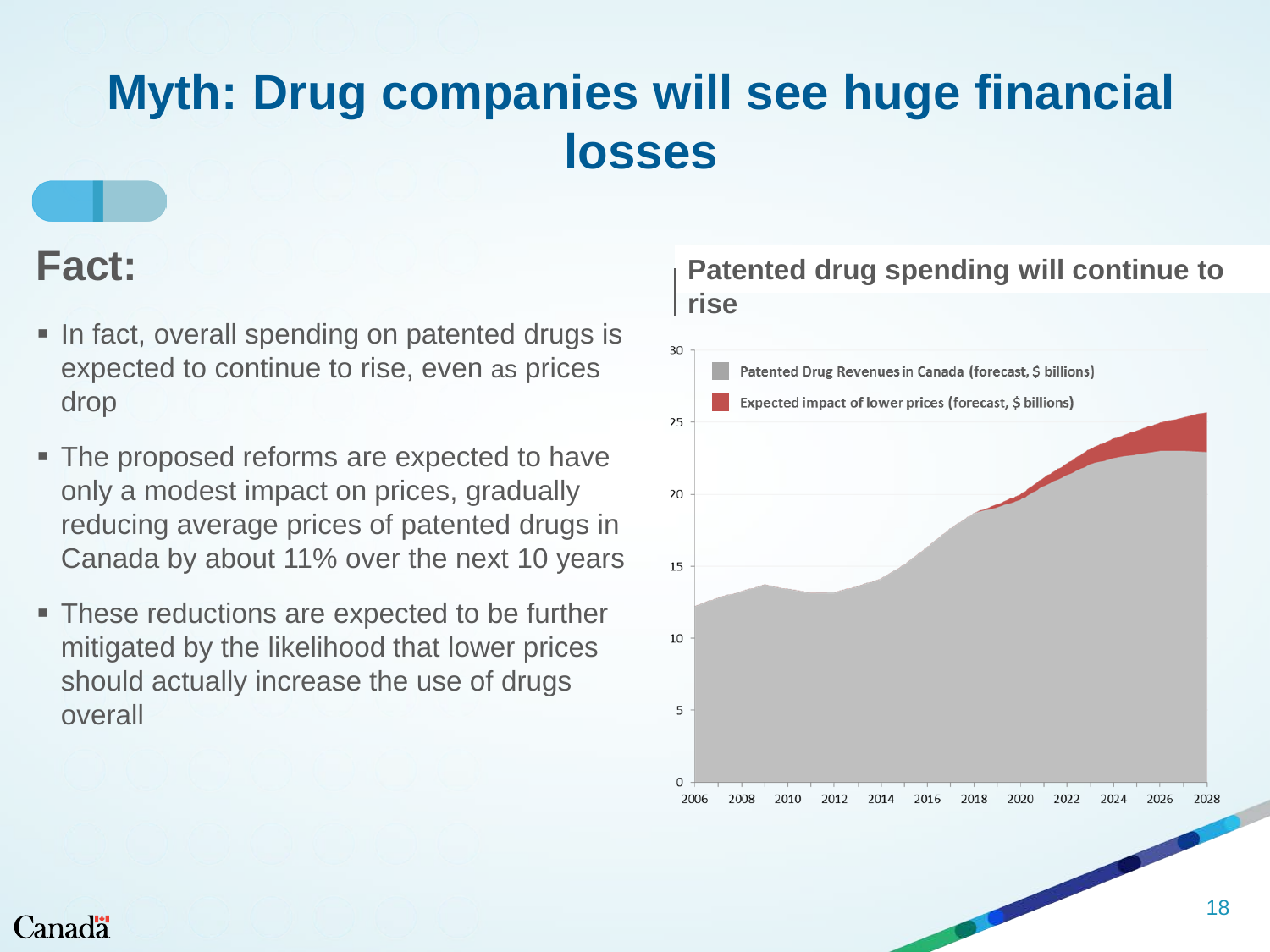# Myth: Drug companies will see huge financial losses

## Fact:

- In fact, overall spending on patented drugs is expected to continue to rise, even as prices drop
- The proposed reforms are expected to have only a modest impact on prices, gradually reducing average prices of patented drugs in Canada by about 11% over the next 10 years
- These reductions are expected to be further mitigated by the likelihood that lower prices should actually increase the use of drugs overall

### Patented drug spending will continue to rise

- Patented Drug Revenues in Canada (forecast, $ billions)
- Expected impact of lower prices (forecast, $ billions)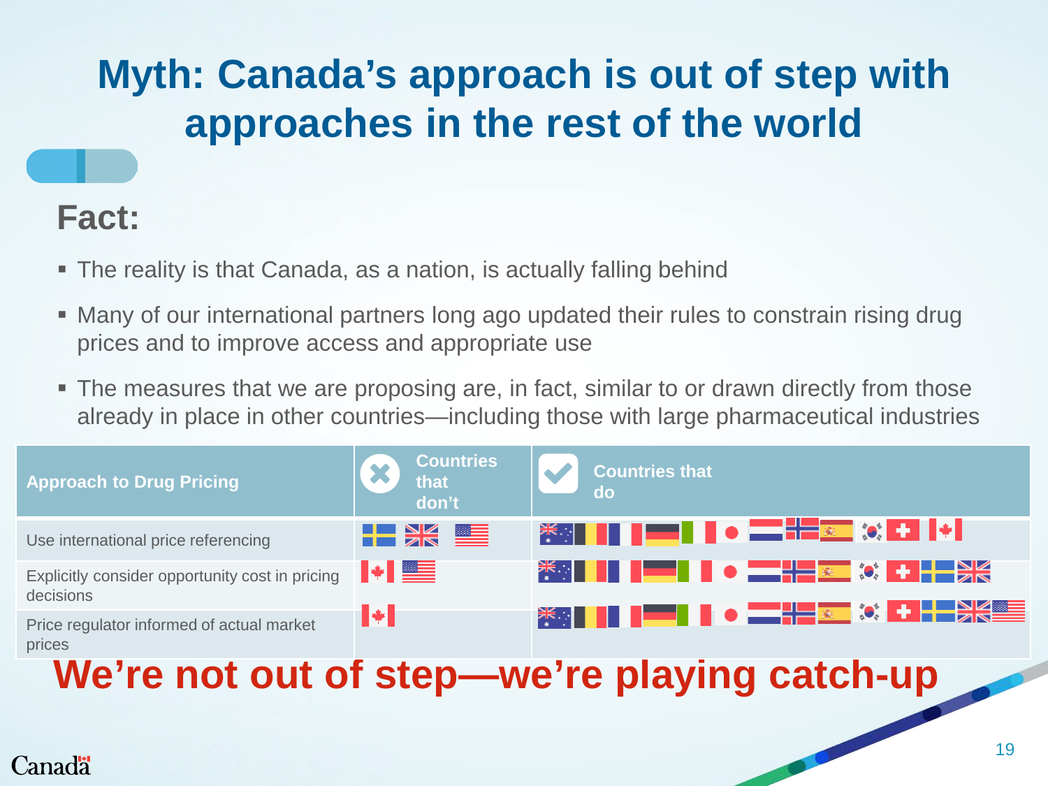# Myth: Canada's approach is out of step with approaches in the rest of the world

## Fact:

- The reality is that Canada, as a nation, is actually falling behind
- Many of our international partners long ago updated their rules to constrain rising drug prices and to improve access and appropriate use
- The measures that we are proposing are, in fact, similar to or drawn directly from those already in place in other countries—including those with large pharmaceutical industries

| Approach to Drug Pricing | ✖ Countries that don't | ✔ Countries that do |
|---|---|---|
| Use international price referencing | Sweden, United Kingdom, United States | Australia, Belgium, France, Germany, Italy, Japan, Netherlands, Norway, Spain, South Korea, Switzerland, Canada |
| Explicitly consider opportunity cost in pricing decisions | Canada, United States | Australia, Belgium, France, Germany, Italy, Japan, Netherlands, Norway, Spain, South Korea, Switzerland, Sweden, United Kingdom |
| Price regulator informed of actual market prices | Canada | Australia, Belgium, France, Germany, Italy, Japan, Netherlands, Norway, Spain, South Korea, Switzerland, Sweden, United Kingdom, United States |

**We're not out of step—we're playing catch-up**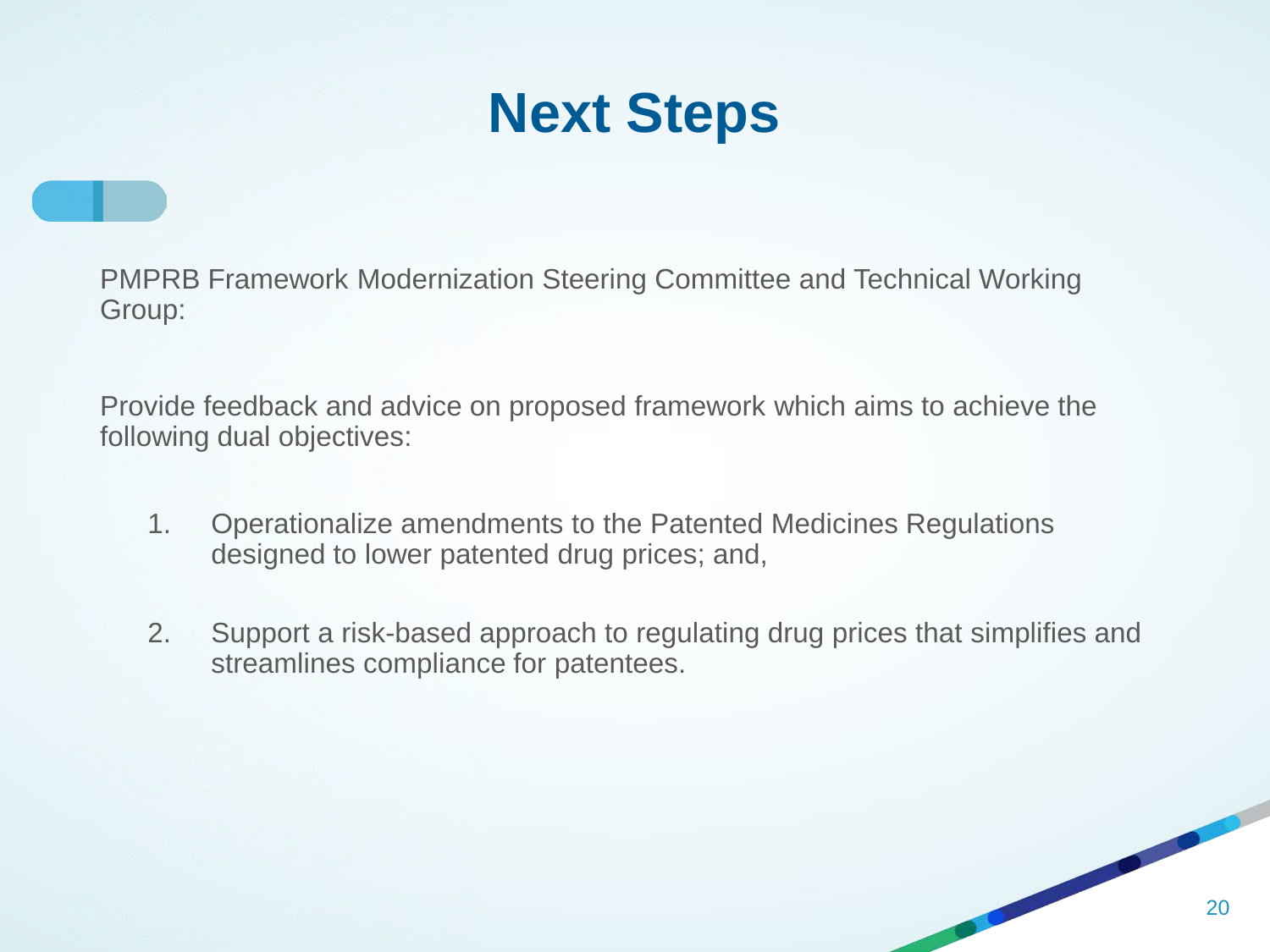# Next Steps

PMPRB Framework Modernization Steering Committee and Technical Working Group:

Provide feedback and advice on proposed framework which aims to achieve the following dual objectives:

1. Operationalize amendments to the Patented Medicines Regulations designed to lower patented drug prices; and,
2. Support a risk-based approach to regulating drug prices that simplifies and streamlines compliance for patentees.